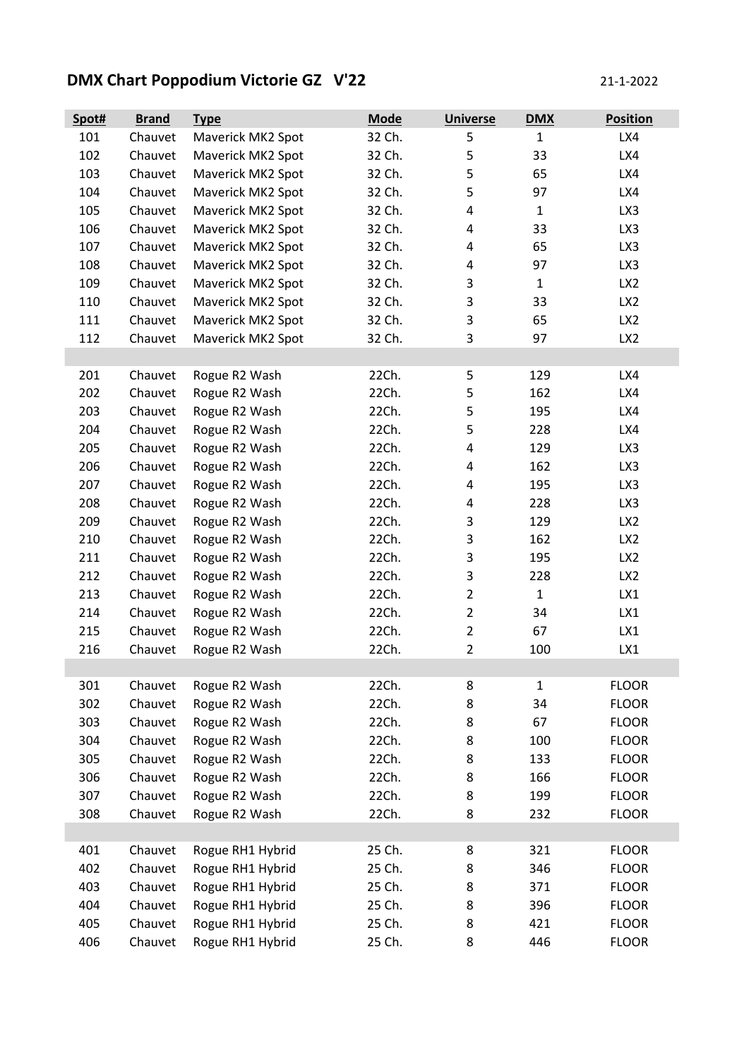# DMX Chart Poppodium Victorie GZ V'22

21-1-2022

| Spot# | Brand | Type | Mode | Universe | DMX | Position |
|---|---|---|---|---|---|---|
| 101 | Chauvet | Maverick MK2 Spot | 32 Ch. | 5 | 1 | LX4 |
| 102 | Chauvet | Maverick MK2 Spot | 32 Ch. | 5 | 33 | LX4 |
| 103 | Chauvet | Maverick MK2 Spot | 32 Ch. | 5 | 65 | LX4 |
| 104 | Chauvet | Maverick MK2 Spot | 32 Ch. | 5 | 97 | LX4 |
| 105 | Chauvet | Maverick MK2 Spot | 32 Ch. | 4 | 1 | LX3 |
| 106 | Chauvet | Maverick MK2 Spot | 32 Ch. | 4 | 33 | LX3 |
| 107 | Chauvet | Maverick MK2 Spot | 32 Ch. | 4 | 65 | LX3 |
| 108 | Chauvet | Maverick MK2 Spot | 32 Ch. | 4 | 97 | LX3 |
| 109 | Chauvet | Maverick MK2 Spot | 32 Ch. | 3 | 1 | LX2 |
| 110 | Chauvet | Maverick MK2 Spot | 32 Ch. | 3 | 33 | LX2 |
| 111 | Chauvet | Maverick MK2 Spot | 32 Ch. | 3 | 65 | LX2 |
| 112 | Chauvet | Maverick MK2 Spot | 32 Ch. | 3 | 97 | LX2 |
| | | | | | | |
| 201 | Chauvet | Rogue R2 Wash | 22Ch. | 5 | 129 | LX4 |
| 202 | Chauvet | Rogue R2 Wash | 22Ch. | 5 | 162 | LX4 |
| 203 | Chauvet | Rogue R2 Wash | 22Ch. | 5 | 195 | LX4 |
| 204 | Chauvet | Rogue R2 Wash | 22Ch. | 5 | 228 | LX4 |
| 205 | Chauvet | Rogue R2 Wash | 22Ch. | 4 | 129 | LX3 |
| 206 | Chauvet | Rogue R2 Wash | 22Ch. | 4 | 162 | LX3 |
| 207 | Chauvet | Rogue R2 Wash | 22Ch. | 4 | 195 | LX3 |
| 208 | Chauvet | Rogue R2 Wash | 22Ch. | 4 | 228 | LX3 |
| 209 | Chauvet | Rogue R2 Wash | 22Ch. | 3 | 129 | LX2 |
| 210 | Chauvet | Rogue R2 Wash | 22Ch. | 3 | 162 | LX2 |
| 211 | Chauvet | Rogue R2 Wash | 22Ch. | 3 | 195 | LX2 |
| 212 | Chauvet | Rogue R2 Wash | 22Ch. | 3 | 228 | LX2 |
| 213 | Chauvet | Rogue R2 Wash | 22Ch. | 2 | 1 | LX1 |
| 214 | Chauvet | Rogue R2 Wash | 22Ch. | 2 | 34 | LX1 |
| 215 | Chauvet | Rogue R2 Wash | 22Ch. | 2 | 67 | LX1 |
| 216 | Chauvet | Rogue R2 Wash | 22Ch. | 2 | 100 | LX1 |
| | | | | | | |
| 301 | Chauvet | Rogue R2 Wash | 22Ch. | 8 | 1 | FLOOR |
| 302 | Chauvet | Rogue R2 Wash | 22Ch. | 8 | 34 | FLOOR |
| 303 | Chauvet | Rogue R2 Wash | 22Ch. | 8 | 67 | FLOOR |
| 304 | Chauvet | Rogue R2 Wash | 22Ch. | 8 | 100 | FLOOR |
| 305 | Chauvet | Rogue R2 Wash | 22Ch. | 8 | 133 | FLOOR |
| 306 | Chauvet | Rogue R2 Wash | 22Ch. | 8 | 166 | FLOOR |
| 307 | Chauvet | Rogue R2 Wash | 22Ch. | 8 | 199 | FLOOR |
| 308 | Chauvet | Rogue R2 Wash | 22Ch. | 8 | 232 | FLOOR |
| | | | | | | |
| 401 | Chauvet | Rogue RH1 Hybrid | 25 Ch. | 8 | 321 | FLOOR |
| 402 | Chauvet | Rogue RH1 Hybrid | 25 Ch. | 8 | 346 | FLOOR |
| 403 | Chauvet | Rogue RH1 Hybrid | 25 Ch. | 8 | 371 | FLOOR |
| 404 | Chauvet | Rogue RH1 Hybrid | 25 Ch. | 8 | 396 | FLOOR |
| 405 | Chauvet | Rogue RH1 Hybrid | 25 Ch. | 8 | 421 | FLOOR |
| 406 | Chauvet | Rogue RH1 Hybrid | 25 Ch. | 8 | 446 | FLOOR |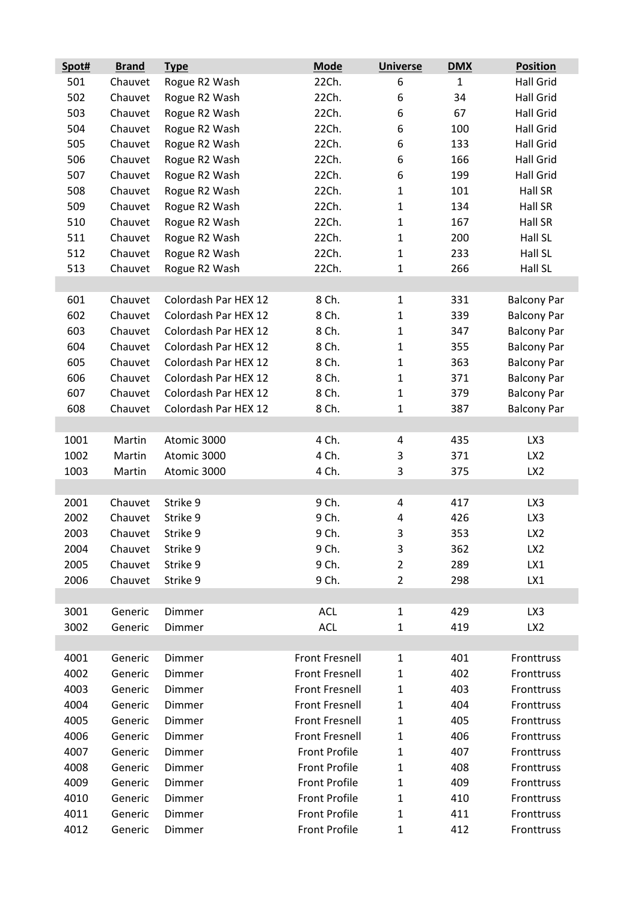| Spot# | Brand | Type | Mode | Universe | DMX | Position |
|---|---|---|---|---|---|---|
| 501 | Chauvet | Rogue R2 Wash | 22Ch. | 6 | 1 | Hall Grid |
| 502 | Chauvet | Rogue R2 Wash | 22Ch. | 6 | 34 | Hall Grid |
| 503 | Chauvet | Rogue R2 Wash | 22Ch. | 6 | 67 | Hall Grid |
| 504 | Chauvet | Rogue R2 Wash | 22Ch. | 6 | 100 | Hall Grid |
| 505 | Chauvet | Rogue R2 Wash | 22Ch. | 6 | 133 | Hall Grid |
| 506 | Chauvet | Rogue R2 Wash | 22Ch. | 6 | 166 | Hall Grid |
| 507 | Chauvet | Rogue R2 Wash | 22Ch. | 6 | 199 | Hall Grid |
| 508 | Chauvet | Rogue R2 Wash | 22Ch. | 1 | 101 | Hall SR |
| 509 | Chauvet | Rogue R2 Wash | 22Ch. | 1 | 134 | Hall SR |
| 510 | Chauvet | Rogue R2 Wash | 22Ch. | 1 | 167 | Hall SR |
| 511 | Chauvet | Rogue R2 Wash | 22Ch. | 1 | 200 | Hall SL |
| 512 | Chauvet | Rogue R2 Wash | 22Ch. | 1 | 233 | Hall SL |
| 513 | Chauvet | Rogue R2 Wash | 22Ch. | 1 | 266 | Hall SL |
| | | | | | | |
| 601 | Chauvet | Colordash Par HEX 12 | 8 Ch. | 1 | 331 | Balcony Par |
| 602 | Chauvet | Colordash Par HEX 12 | 8 Ch. | 1 | 339 | Balcony Par |
| 603 | Chauvet | Colordash Par HEX 12 | 8 Ch. | 1 | 347 | Balcony Par |
| 604 | Chauvet | Colordash Par HEX 12 | 8 Ch. | 1 | 355 | Balcony Par |
| 605 | Chauvet | Colordash Par HEX 12 | 8 Ch. | 1 | 363 | Balcony Par |
| 606 | Chauvet | Colordash Par HEX 12 | 8 Ch. | 1 | 371 | Balcony Par |
| 607 | Chauvet | Colordash Par HEX 12 | 8 Ch. | 1 | 379 | Balcony Par |
| 608 | Chauvet | Colordash Par HEX 12 | 8 Ch. | 1 | 387 | Balcony Par |
| | | | | | | |
| 1001 | Martin | Atomic 3000 | 4 Ch. | 4 | 435 | LX3 |
| 1002 | Martin | Atomic 3000 | 4 Ch. | 3 | 371 | LX2 |
| 1003 | Martin | Atomic 3000 | 4 Ch. | 3 | 375 | LX2 |
| | | | | | | |
| 2001 | Chauvet | Strike 9 | 9 Ch. | 4 | 417 | LX3 |
| 2002 | Chauvet | Strike 9 | 9 Ch. | 4 | 426 | LX3 |
| 2003 | Chauvet | Strike 9 | 9 Ch. | 3 | 353 | LX2 |
| 2004 | Chauvet | Strike 9 | 9 Ch. | 3 | 362 | LX2 |
| 2005 | Chauvet | Strike 9 | 9 Ch. | 2 | 289 | LX1 |
| 2006 | Chauvet | Strike 9 | 9 Ch. | 2 | 298 | LX1 |
| | | | | | | |
| 3001 | Generic | Dimmer | ACL | 1 | 429 | LX3 |
| 3002 | Generic | Dimmer | ACL | 1 | 419 | LX2 |
| | | | | | | |
| 4001 | Generic | Dimmer | Front Fresnell | 1 | 401 | Fronttruss |
| 4002 | Generic | Dimmer | Front Fresnell | 1 | 402 | Fronttruss |
| 4003 | Generic | Dimmer | Front Fresnell | 1 | 403 | Fronttruss |
| 4004 | Generic | Dimmer | Front Fresnell | 1 | 404 | Fronttruss |
| 4005 | Generic | Dimmer | Front Fresnell | 1 | 405 | Fronttruss |
| 4006 | Generic | Dimmer | Front Fresnell | 1 | 406 | Fronttruss |
| 4007 | Generic | Dimmer | Front Profile | 1 | 407 | Fronttruss |
| 4008 | Generic | Dimmer | Front Profile | 1 | 408 | Fronttruss |
| 4009 | Generic | Dimmer | Front Profile | 1 | 409 | Fronttruss |
| 4010 | Generic | Dimmer | Front Profile | 1 | 410 | Fronttruss |
| 4011 | Generic | Dimmer | Front Profile | 1 | 411 | Fronttruss |
| 4012 | Generic | Dimmer | Front Profile | 1 | 412 | Fronttruss |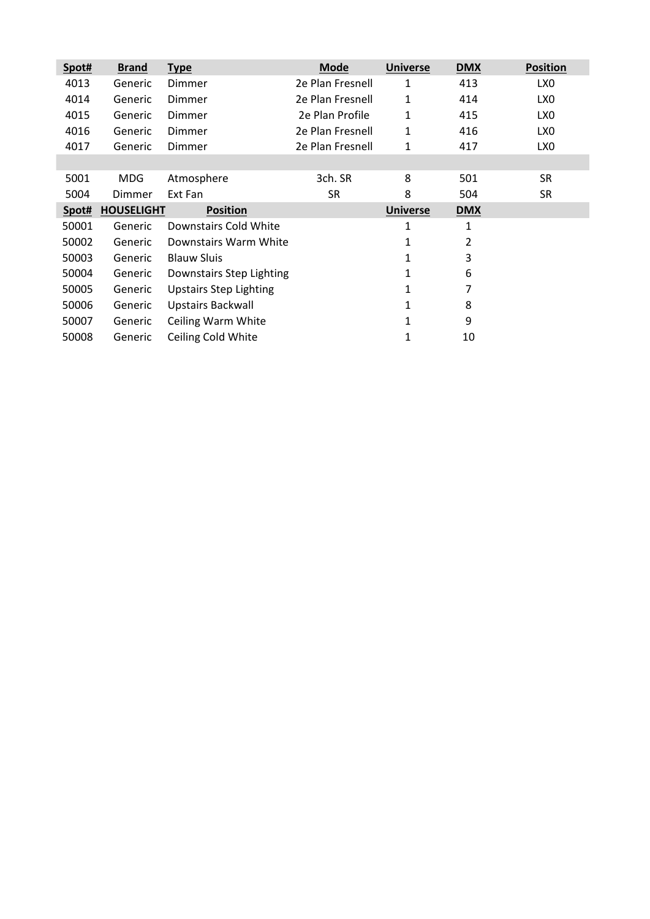| Spot# | Brand | Type | Mode | Universe | DMX | Position |
|---|---|---|---|---|---|---|
| 4013 | Generic | Dimmer | 2e Plan Fresnell | 1 | 413 | LX0 |
| 4014 | Generic | Dimmer | 2e Plan Fresnell | 1 | 414 | LX0 |
| 4015 | Generic | Dimmer | 2e Plan Profile | 1 | 415 | LX0 |
| 4016 | Generic | Dimmer | 2e Plan Fresnell | 1 | 416 | LX0 |
| 4017 | Generic | Dimmer | 2e Plan Fresnell | 1 | 417 | LX0 |
| | | | | | | |
| 5001 | MDG | Atmosphere | 3ch. SR | 8 | 501 | SR |
| 5004 | Dimmer | Ext Fan | SR | 8 | 504 | SR |
| **Spot#** | **HOUSELIGHT** | **Position** | | **Universe** | **DMX** | |
| 50001 | Generic | Downstairs Cold White | | 1 | 1 | |
| 50002 | Generic | Downstairs Warm White | | 1 | 2 | |
| 50003 | Generic | Blauw Sluis | | 1 | 3 | |
| 50004 | Generic | Downstairs Step Lighting | | 1 | 6 | |
| 50005 | Generic | Upstairs Step Lighting | | 1 | 7 | |
| 50006 | Generic | Upstairs Backwall | | 1 | 8 | |
| 50007 | Generic | Ceiling Warm White | | 1 | 9 | |
| 50008 | Generic | Ceiling Cold White | | 1 | 10 | |